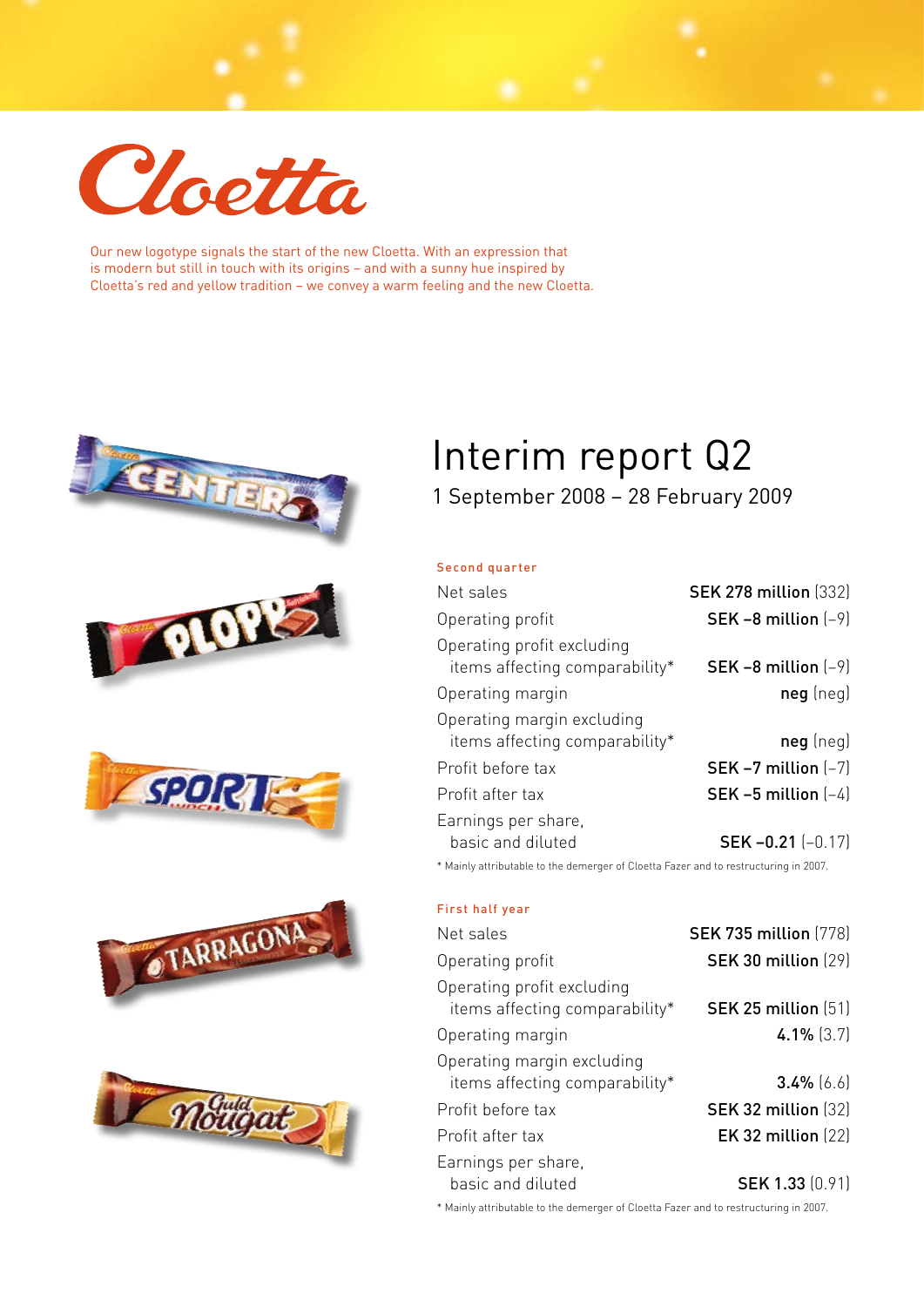# Cloetta

Our new logotype signals the start of the new Cloetta. With an expression that is modern but still in touch with its origins – and with a sunny hue inspired by Cloetta's red and yellow tradition – we convey a warm feeling and the new Cloetta.

# Interim report Q2

## 1 September 2008 – 28 February 2009

### Second quarter

| | |
|---|---|
| Net sales | **SEK 278 million** (332) |
| Operating profit | **SEK –8 million** (–9) |
| Operating profit excluding items affecting comparability* | **SEK –8 million** (–9) |
| Operating margin | **neg** (neg) |
| Operating margin excluding items affecting comparability* | **neg** (neg) |
| Profit before tax | **SEK –7 million** (–7) |
| Profit after tax | **SEK –5 million** (–4) |
| Earnings per share, basic and diluted | **SEK –0.21** (–0.17) |

\* Mainly attributable to the demerger of Cloetta Fazer and to restructuring in 2007.

### First half year

| | |
|---|---|
| Net sales | **SEK 735 million** (778) |
| Operating profit | **SEK 30 million** (29) |
| Operating profit excluding items affecting comparability* | **SEK 25 million** (51) |
| Operating margin | **4.1%** (3.7) |
| Operating margin excluding items affecting comparability* | **3.4%** (6.6) |
| Profit before tax | **SEK 32 million** (32) |
| Profit after tax | **EK 32 million** (22) |
| Earnings per share, basic and diluted | **SEK 1.33** (0.91) |

\* Mainly attributable to the demerger of Cloetta Fazer and to restructuring in 2007.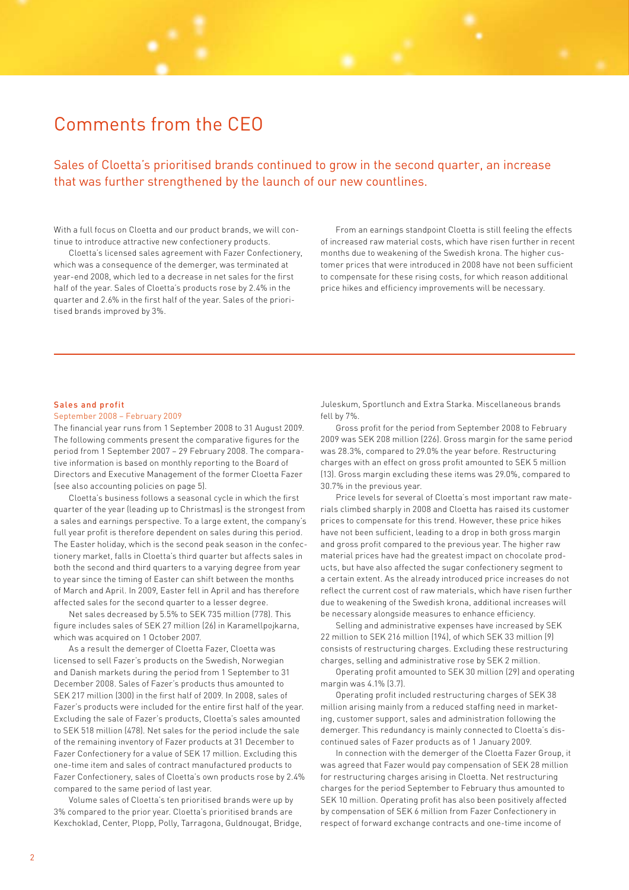# Comments from the CEO

## Sales of Cloetta's prioritised brands continued to grow in the second quarter, an increase that was further strengthened by the launch of our new countlines.

With a full focus on Cloetta and our product brands, we will continue to introduce attractive new confectionery products.

Cloetta's licensed sales agreement with Fazer Confectionery, which was a consequence of the demerger, was terminated at year-end 2008, which led to a decrease in net sales for the first half of the year. Sales of Cloetta's products rose by 2.4% in the quarter and 2.6% in the first half of the year. Sales of the prioritised brands improved by 3%.

From an earnings standpoint Cloetta is still feeling the effects of increased raw material costs, which have risen further in recent months due to weakening of the Swedish krona. The higher customer prices that were introduced in 2008 have not been sufficient to compensate for these rising costs, for which reason additional price hikes and efficiency improvements will be necessary.

### Sales and profit

#### September 2008 – February 2009

The financial year runs from 1 September 2008 to 31 August 2009. The following comments present the comparative figures for the period from 1 September 2007 – 29 February 2008. The comparative information is based on monthly reporting to the Board of Directors and Executive Management of the former Cloetta Fazer (see also accounting policies on page 5).

Cloetta's business follows a seasonal cycle in which the first quarter of the year (leading up to Christmas) is the strongest from a sales and earnings perspective. To a large extent, the company's full year profit is therefore dependent on sales during this period. The Easter holiday, which is the second peak season in the confectionery market, falls in Cloetta's third quarter but affects sales in both the second and third quarters to a varying degree from year to year since the timing of Easter can shift between the months of March and April. In 2009, Easter fell in April and has therefore affected sales for the second quarter to a lesser degree.

Net sales decreased by 5.5% to SEK 735 million (778). This figure includes sales of SEK 27 million (26) in Karamellpojkarna, which was acquired on 1 October 2007.

As a result the demerger of Cloetta Fazer, Cloetta was licensed to sell Fazer's products on the Swedish, Norwegian and Danish markets during the period from 1 September to 31 December 2008. Sales of Fazer's products thus amounted to SEK 217 million (300) in the first half of 2009. In 2008, sales of Fazer's products were included for the entire first half of the year. Excluding the sale of Fazer's products, Cloetta's sales amounted to SEK 518 million (478). Net sales for the period include the sale of the remaining inventory of Fazer products at 31 December to Fazer Confectionery for a value of SEK 17 million. Excluding this one-time item and sales of contract manufactured products to Fazer Confectionery, sales of Cloetta's own products rose by 2.4% compared to the same period of last year.

Volume sales of Cloetta's ten prioritised brands were up by 3% compared to the prior year. Cloetta's prioritised brands are Kexchoklad, Center, Plopp, Polly, Tarragona, Guldnougat, Bridge, Juleskum, Sportlunch and Extra Starka. Miscellaneous brands fell by 7%.

Gross profit for the period from September 2008 to February 2009 was SEK 208 million (226). Gross margin for the same period was 28.3%, compared to 29.0% the year before. Restructuring charges with an effect on gross profit amounted to SEK 5 million (13). Gross margin excluding these items was 29.0%, compared to 30.7% in the previous year.

Price levels for several of Cloetta's most important raw materials climbed sharply in 2008 and Cloetta has raised its customer prices to compensate for this trend. However, these price hikes have not been sufficient, leading to a drop in both gross margin and gross profit compared to the previous year. The higher raw material prices have had the greatest impact on chocolate products, but have also affected the sugar confectionery segment to a certain extent. As the already introduced price increases do not reflect the current cost of raw materials, which have risen further due to weakening of the Swedish krona, additional increases will be necessary alongside measures to enhance efficiency.

Selling and administrative expenses have increased by SEK 22 million to SEK 216 million (194), of which SEK 33 million (9) consists of restructuring charges. Excluding these restructuring charges, selling and administrative rose by SEK 2 million.

Operating profit amounted to SEK 30 million (29) and operating margin was 4.1% (3.7).

Operating profit included restructuring charges of SEK 38 million arising mainly from a reduced staffing need in marketing, customer support, sales and administration following the demerger. This redundancy is mainly connected to Cloetta's discontinued sales of Fazer products as of 1 January 2009.

In connection with the demerger of the Cloetta Fazer Group, it was agreed that Fazer would pay compensation of SEK 28 million for restructuring charges arising in Cloetta. Net restructuring charges for the period September to February thus amounted to SEK 10 million. Operating profit has also been positively affected by compensation of SEK 6 million from Fazer Confectionery in respect of forward exchange contracts and one-time income of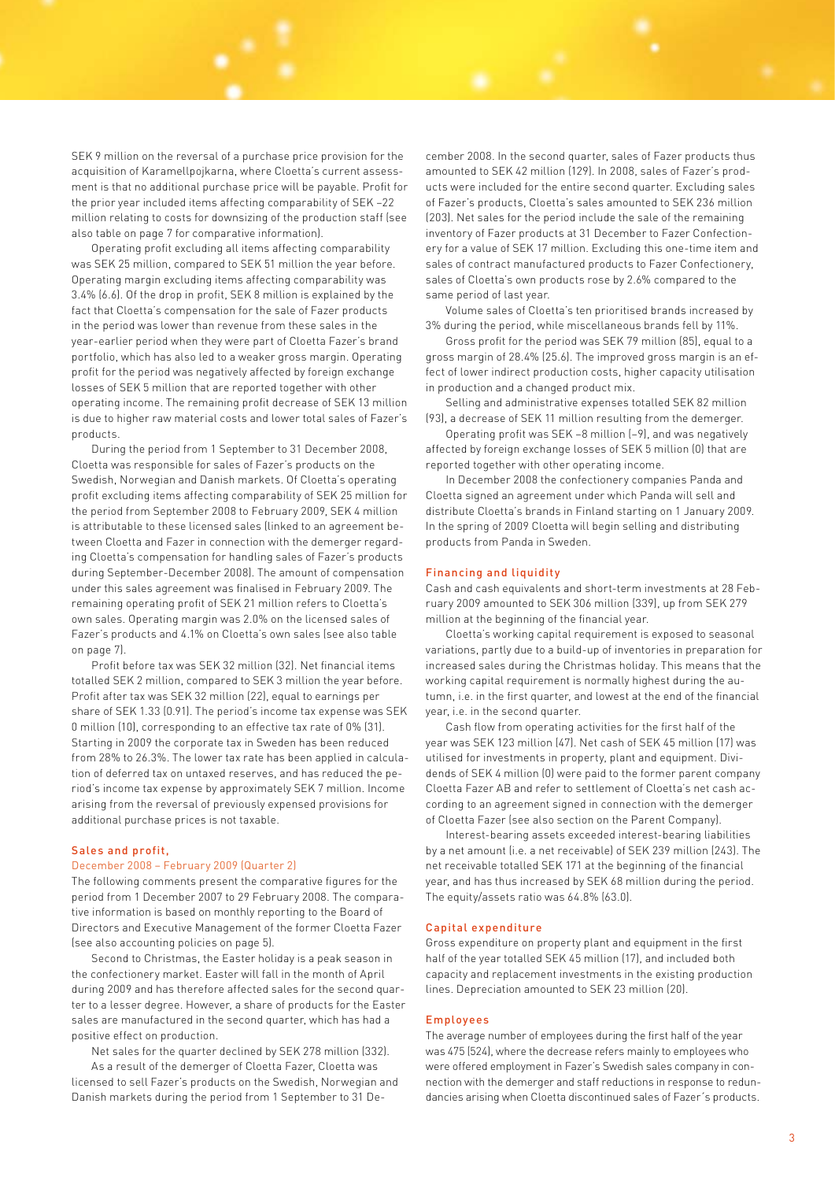SEK 9 million on the reversal of a purchase price provision for the acquisition of Karamellpojkarna, where Cloetta's current assessment is that no additional purchase price will be payable. Profit for the prior year included items affecting comparability of SEK –22 million relating to costs for downsizing of the production staff (see also table on page 7 for comparative information).

Operating profit excluding all items affecting comparability was SEK 25 million, compared to SEK 51 million the year before. Operating margin excluding items affecting comparability was 3.4% (6.6). Of the drop in profit, SEK 8 million is explained by the fact that Cloetta's compensation for the sale of Fazer products in the period was lower than revenue from these sales in the year-earlier period when they were part of Cloetta Fazer's brand portfolio, which has also led to a weaker gross margin. Operating profit for the period was negatively affected by foreign exchange losses of SEK 5 million that are reported together with other operating income. The remaining profit decrease of SEK 13 million is due to higher raw material costs and lower total sales of Fazer's products.

During the period from 1 September to 31 December 2008, Cloetta was responsible for sales of Fazer's products on the Swedish, Norwegian and Danish markets. Of Cloetta's operating profit excluding items affecting comparability of SEK 25 million for the period from September 2008 to February 2009, SEK 4 million is attributable to these licensed sales (linked to an agreement between Cloetta and Fazer in connection with the demerger regarding Cloetta's compensation for handling sales of Fazer's products during September-December 2008). The amount of compensation under this sales agreement was finalised in February 2009. The remaining operating profit of SEK 21 million refers to Cloetta's own sales. Operating margin was 2.0% on the licensed sales of Fazer's products and 4.1% on Cloetta's own sales (see also table on page 7).

Profit before tax was SEK 32 million (32). Net financial items totalled SEK 2 million, compared to SEK 3 million the year before. Profit after tax was SEK 32 million (22), equal to earnings per share of SEK 1.33 (0.91). The period's income tax expense was SEK 0 million (10), corresponding to an effective tax rate of 0% (31). Starting in 2009 the corporate tax in Sweden has been reduced from 28% to 26.3%. The lower tax rate has been applied in calculation of deferred tax on untaxed reserves, and has reduced the period's income tax expense by approximately SEK 7 million. Income arising from the reversal of previously expensed provisions for additional purchase prices is not taxable.

## Sales and profit,

### December 2008 – February 2009 (Quarter 2)

The following comments present the comparative figures for the period from 1 December 2007 to 29 February 2008. The comparative information is based on monthly reporting to the Board of Directors and Executive Management of the former Cloetta Fazer (see also accounting policies on page 5).

Second to Christmas, the Easter holiday is a peak season in the confectionery market. Easter will fall in the month of April during 2009 and has therefore affected sales for the second quarter to a lesser degree. However, a share of products for the Easter sales are manufactured in the second quarter, which has had a positive effect on production.

Net sales for the quarter declined by SEK 278 million (332).

As a result of the demerger of Cloetta Fazer, Cloetta was licensed to sell Fazer's products on the Swedish, Norwegian and Danish markets during the period from 1 September to 31 December 2008. In the second quarter, sales of Fazer products thus amounted to SEK 42 million (129). In 2008, sales of Fazer's products were included for the entire second quarter. Excluding sales of Fazer's products, Cloetta's sales amounted to SEK 236 million (203). Net sales for the period include the sale of the remaining inventory of Fazer products at 31 December to Fazer Confectionery for a value of SEK 17 million. Excluding this one-time item and sales of contract manufactured products to Fazer Confectionery, sales of Cloetta's own products rose by 2.6% compared to the same period of last year.

Volume sales of Cloetta's ten prioritised brands increased by 3% during the period, while miscellaneous brands fell by 11%.

Gross profit for the period was SEK 79 million (85), equal to a gross margin of 28.4% (25.6). The improved gross margin is an effect of lower indirect production costs, higher capacity utilisation in production and a changed product mix.

Selling and administrative expenses totalled SEK 82 million (93), a decrease of SEK 11 million resulting from the demerger.

Operating profit was SEK –8 million (–9), and was negatively affected by foreign exchange losses of SEK 5 million (0) that are reported together with other operating income.

In December 2008 the confectionery companies Panda and Cloetta signed an agreement under which Panda will sell and distribute Cloetta's brands in Finland starting on 1 January 2009. In the spring of 2009 Cloetta will begin selling and distributing products from Panda in Sweden.

## Financing and liquidity

Cash and cash equivalents and short-term investments at 28 February 2009 amounted to SEK 306 million (339), up from SEK 279 million at the beginning of the financial year.

Cloetta's working capital requirement is exposed to seasonal variations, partly due to a build-up of inventories in preparation for increased sales during the Christmas holiday. This means that the working capital requirement is normally highest during the autumn, i.e. in the first quarter, and lowest at the end of the financial year, i.e. in the second quarter.

Cash flow from operating activities for the first half of the year was SEK 123 million (47). Net cash of SEK 45 million (17) was utilised for investments in property, plant and equipment. Dividends of SEK 4 million (0) were paid to the former parent company Cloetta Fazer AB and refer to settlement of Cloetta's net cash according to an agreement signed in connection with the demerger of Cloetta Fazer (see also section on the Parent Company).

Interest-bearing assets exceeded interest-bearing liabilities by a net amount (i.e. a net receivable) of SEK 239 million (243). The net receivable totalled SEK 171 at the beginning of the financial year, and has thus increased by SEK 68 million during the period. The equity/assets ratio was 64.8% (63.0).

## Capital expenditure

Gross expenditure on property plant and equipment in the first half of the year totalled SEK 45 million (17), and included both capacity and replacement investments in the existing production lines. Depreciation amounted to SEK 23 million (20).

## Employees

The average number of employees during the first half of the year was 475 (524), where the decrease refers mainly to employees who were offered employment in Fazer's Swedish sales company in connection with the demerger and staff reductions in response to redundancies arising when Cloetta discontinued sales of Fazer´s products.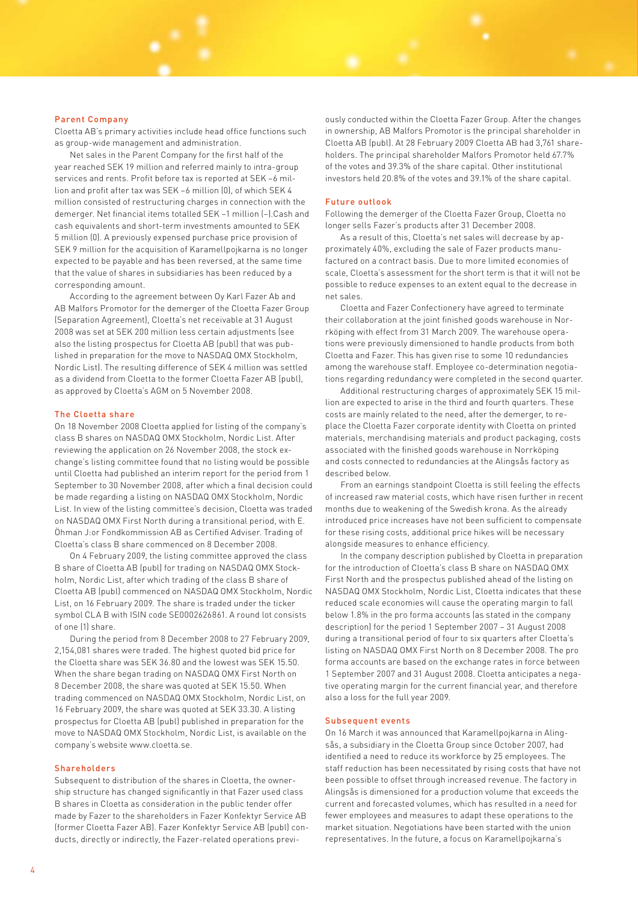## Parent Company

Cloetta AB's primary activities include head office functions such as group-wide management and administration.

Net sales in the Parent Company for the first half of the year reached SEK 19 million and referred mainly to intra-group services and rents. Profit before tax is reported at SEK –6 million and profit after tax was SEK –6 million (0), of which SEK 4 million consisted of restructuring charges in connection with the demerger. Net financial items totalled SEK –1 million (–).Cash and cash equivalents and short-term investments amounted to SEK 5 million (0). A previously expensed purchase price provision of SEK 9 million for the acquisition of Karamellpojkarna is no longer expected to be payable and has been reversed, at the same time that the value of shares in subsidiaries has been reduced by a corresponding amount.

According to the agreement between Oy Karl Fazer Ab and AB Malfors Promotor for the demerger of the Cloetta Fazer Group (Separation Agreement), Cloetta's net receivable at 31 August 2008 was set at SEK 200 million less certain adjustments (see also the listing prospectus for Cloetta AB (publ) that was published in preparation for the move to NASDAQ OMX Stockholm, Nordic List). The resulting difference of SEK 4 million was settled as a dividend from Cloetta to the former Cloetta Fazer AB (publ), as approved by Cloetta's AGM on 5 November 2008.

## The Cloetta share

On 18 November 2008 Cloetta applied for listing of the company's class B shares on NASDAQ OMX Stockholm, Nordic List. After reviewing the application on 26 November 2008, the stock exchange's listing committee found that no listing would be possible until Cloetta had published an interim report for the period from 1 September to 30 November 2008, after which a final decision could be made regarding a listing on NASDAQ OMX Stockholm, Nordic List. In view of the listing committee's decision, Cloetta was traded on NASDAQ OMX First North during a transitional period, with E. Öhman J:or Fondkommission AB as Certified Adviser. Trading of Cloetta's class B share commenced on 8 December 2008.

On 4 February 2009, the listing committee approved the class B share of Cloetta AB (publ) for trading on NASDAQ OMX Stockholm, Nordic List, after which trading of the class B share of Cloetta AB (publ) commenced on NASDAQ OMX Stockholm, Nordic List, on 16 February 2009. The share is traded under the ticker symbol CLA B with ISIN code SE0002626861. A round lot consists of one (1) share.

During the period from 8 December 2008 to 27 February 2009, 2,154,081 shares were traded. The highest quoted bid price for the Cloetta share was SEK 36.80 and the lowest was SEK 15.50. When the share began trading on NASDAQ OMX First North on 8 December 2008, the share was quoted at SEK 15.50. When trading commenced on NASDAQ OMX Stockholm, Nordic List, on 16 February 2009, the share was quoted at SEK 33.30. A listing prospectus for Cloetta AB (publ) published in preparation for the move to NASDAQ OMX Stockholm, Nordic List, is available on the company's website www.cloetta.se.

## Shareholders

Subsequent to distribution of the shares in Cloetta, the ownership structure has changed significantly in that Fazer used class B shares in Cloetta as consideration in the public tender offer made by Fazer to the shareholders in Fazer Konfektyr Service AB (former Cloetta Fazer AB). Fazer Konfektyr Service AB (publ) conducts, directly or indirectly, the Fazer-related operations previously conducted within the Cloetta Fazer Group. After the changes in ownership, AB Malfors Promotor is the principal shareholder in Cloetta AB (publ). At 28 February 2009 Cloetta AB had 3,761 shareholders. The principal shareholder Malfors Promotor held 67.7% of the votes and 39.3% of the share capital. Other institutional investors held 20.8% of the votes and 39.1% of the share capital.

## Future outlook

Following the demerger of the Cloetta Fazer Group, Cloetta no longer sells Fazer's products after 31 December 2008.

As a result of this, Cloetta's net sales will decrease by approximately 40%, excluding the sale of Fazer products manufactured on a contract basis. Due to more limited economies of scale, Cloetta's assessment for the short term is that it will not be possible to reduce expenses to an extent equal to the decrease in net sales.

Cloetta and Fazer Confectionery have agreed to terminate their collaboration at the joint finished goods warehouse in Norrköping with effect from 31 March 2009. The warehouse operations were previously dimensioned to handle products from both Cloetta and Fazer. This has given rise to some 10 redundancies among the warehouse staff. Employee co-determination negotiations regarding redundancy were completed in the second quarter.

Additional restructuring charges of approximately SEK 15 million are expected to arise in the third and fourth quarters. These costs are mainly related to the need, after the demerger, to replace the Cloetta Fazer corporate identity with Cloetta on printed materials, merchandising materials and product packaging, costs associated with the finished goods warehouse in Norrköping and costs connected to redundancies at the Alingsås factory as described below.

From an earnings standpoint Cloetta is still feeling the effects of increased raw material costs, which have risen further in recent months due to weakening of the Swedish krona. As the already introduced price increases have not been sufficient to compensate for these rising costs, additional price hikes will be necessary alongside measures to enhance efficiency.

In the company description published by Cloetta in preparation for the introduction of Cloetta's class B share on NASDAQ OMX First North and the prospectus published ahead of the listing on NASDAQ OMX Stockholm, Nordic List, Cloetta indicates that these reduced scale economies will cause the operating margin to fall below 1.8% in the pro forma accounts (as stated in the company description) for the period 1 September 2007 – 31 August 2008 during a transitional period of four to six quarters after Cloetta's listing on NASDAQ OMX First North on 8 December 2008. The pro forma accounts are based on the exchange rates in force between 1 September 2007 and 31 August 2008. Cloetta anticipates a negative operating margin for the current financial year, and therefore also a loss for the full year 2009.

## Subsequent events

On 16 March it was announced that Karamellpojkarna in Alingsås, a subsidiary in the Cloetta Group since October 2007, had identified a need to reduce its workforce by 25 employees. The staff reduction has been necessitated by rising costs that have not been possible to offset through increased revenue. The factory in Alingsås is dimensioned for a production volume that exceeds the current and forecasted volumes, which has resulted in a need for fewer employees and measures to adapt these operations to the market situation. Negotiations have been started with the union representatives. In the future, a focus on Karamellpojkarna's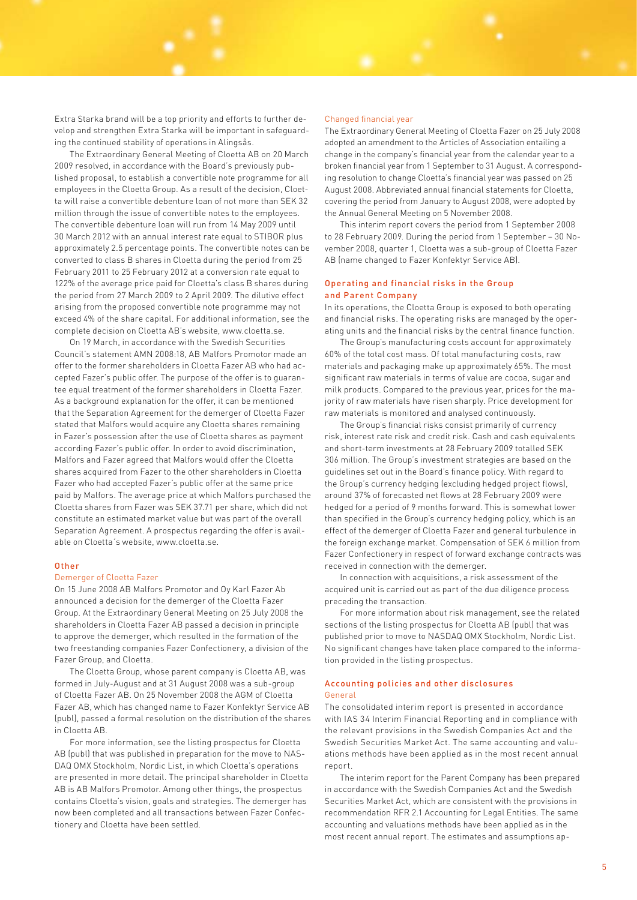Extra Starka brand will be a top priority and efforts to further develop and strengthen Extra Starka will be important in safeguarding the continued stability of operations in Alingsås.

The Extraordinary General Meeting of Cloetta AB on 20 March 2009 resolved, in accordance with the Board's previously published proposal, to establish a convertible note programme for all employees in the Cloetta Group. As a result of the decision, Cloetta will raise a convertible debenture loan of not more than SEK 32 million through the issue of convertible notes to the employees. The convertible debenture loan will run from 14 May 2009 until 30 March 2012 with an annual interest rate equal to STIBOR plus approximately 2.5 percentage points. The convertible notes can be converted to class B shares in Cloetta during the period from 25 February 2011 to 25 February 2012 at a conversion rate equal to 122% of the average price paid for Cloetta's class B shares during the period from 27 March 2009 to 2 April 2009. The dilutive effect arising from the proposed convertible note programme may not exceed 4% of the share capital. For additional information, see the complete decision on Cloetta AB's website, www.cloetta.se.

On 19 March, in accordance with the Swedish Securities Council's statement AMN 2008:18, AB Malfors Promotor made an offer to the former shareholders in Cloetta Fazer AB who had accepted Fazer's public offer. The purpose of the offer is to guarantee equal treatment of the former shareholders in Cloetta Fazer. As a background explanation for the offer, it can be mentioned that the Separation Agreement for the demerger of Cloetta Fazer stated that Malfors would acquire any Cloetta shares remaining in Fazer's possession after the use of Cloetta shares as payment according Fazer's public offer. In order to avoid discrimination, Malfors and Fazer agreed that Malfors would offer the Cloetta shares acquired from Fazer to the other shareholders in Cloetta Fazer who had accepted Fazer's public offer at the same price paid by Malfors. The average price at which Malfors purchased the Cloetta shares from Fazer was SEK 37.71 per share, which did not constitute an estimated market value but was part of the overall Separation Agreement. A prospectus regarding the offer is available on Cloetta's website, www.cloetta.se.

## Other

### Demerger of Cloetta Fazer

On 15 June 2008 AB Malfors Promotor and Oy Karl Fazer Ab announced a decision for the demerger of the Cloetta Fazer Group. At the Extraordinary General Meeting on 25 July 2008 the shareholders in Cloetta Fazer AB passed a decision in principle to approve the demerger, which resulted in the formation of the two freestanding companies Fazer Confectionery, a division of the Fazer Group, and Cloetta.

The Cloetta Group, whose parent company is Cloetta AB, was formed in July-August and at 31 August 2008 was a sub-group of Cloetta Fazer AB. On 25 November 2008 the AGM of Cloetta Fazer AB, which has changed name to Fazer Konfektyr Service AB (publ), passed a formal resolution on the distribution of the shares in Cloetta AB.

For more information, see the listing prospectus for Cloetta AB (publ) that was published in preparation for the move to NASDAQ OMX Stockholm, Nordic List, in which Cloetta's operations are presented in more detail. The principal shareholder in Cloetta AB is AB Malfors Promotor. Among other things, the prospectus contains Cloetta's vision, goals and strategies. The demerger has now been completed and all transactions between Fazer Confectionery and Cloetta have been settled.

### Changed financial year

The Extraordinary General Meeting of Cloetta Fazer on 25 July 2008 adopted an amendment to the Articles of Association entailing a change in the company's financial year from the calendar year to a broken financial year from 1 September to 31 August. A corresponding resolution to change Cloetta's financial year was passed on 25 August 2008. Abbreviated annual financial statements for Cloetta, covering the period from January to August 2008, were adopted by the Annual General Meeting on 5 November 2008.

This interim report covers the period from 1 September 2008 to 28 February 2009. During the period from 1 September – 30 November 2008, quarter 1, Cloetta was a sub-group of Cloetta Fazer AB (name changed to Fazer Konfektyr Service AB).

## Operating and financial risks in the Group and Parent Company

In its operations, the Cloetta Group is exposed to both operating and financial risks. The operating risks are managed by the operating units and the financial risks by the central finance function.

The Group's manufacturing costs account for approximately 60% of the total cost mass. Of total manufacturing costs, raw materials and packaging make up approximately 65%. The most significant raw materials in terms of value are cocoa, sugar and milk products. Compared to the previous year, prices for the majority of raw materials have risen sharply. Price development for raw materials is monitored and analysed continuously.

The Group's financial risks consist primarily of currency risk, interest rate risk and credit risk. Cash and cash equivalents and short-term investments at 28 February 2009 totalled SEK 306 million. The Group's investment strategies are based on the guidelines set out in the Board's finance policy. With regard to the Group's currency hedging (excluding hedged project flows), around 37% of forecasted net flows at 28 February 2009 were hedged for a period of 9 months forward. This is somewhat lower than specified in the Group's currency hedging policy, which is an effect of the demerger of Cloetta Fazer and general turbulence in the foreign exchange market. Compensation of SEK 6 million from Fazer Confectionery in respect of forward exchange contracts was received in connection with the demerger.

In connection with acquisitions, a risk assessment of the acquired unit is carried out as part of the due diligence process preceding the transaction.

For more information about risk management, see the related sections of the listing prospectus for Cloetta AB (publ) that was published prior to move to NASDAQ OMX Stockholm, Nordic List. No significant changes have taken place compared to the information provided in the listing prospectus.

## Accounting policies and other disclosures

### General

The consolidated interim report is presented in accordance with IAS 34 Interim Financial Reporting and in compliance with the relevant provisions in the Swedish Companies Act and the Swedish Securities Market Act. The same accounting and valuations methods have been applied as in the most recent annual report.

The interim report for the Parent Company has been prepared in accordance with the Swedish Companies Act and the Swedish Securities Market Act, which are consistent with the provisions in recommendation RFR 2.1 Accounting for Legal Entities. The same accounting and valuations methods have been applied as in the most recent annual report. The estimates and assumptions ap-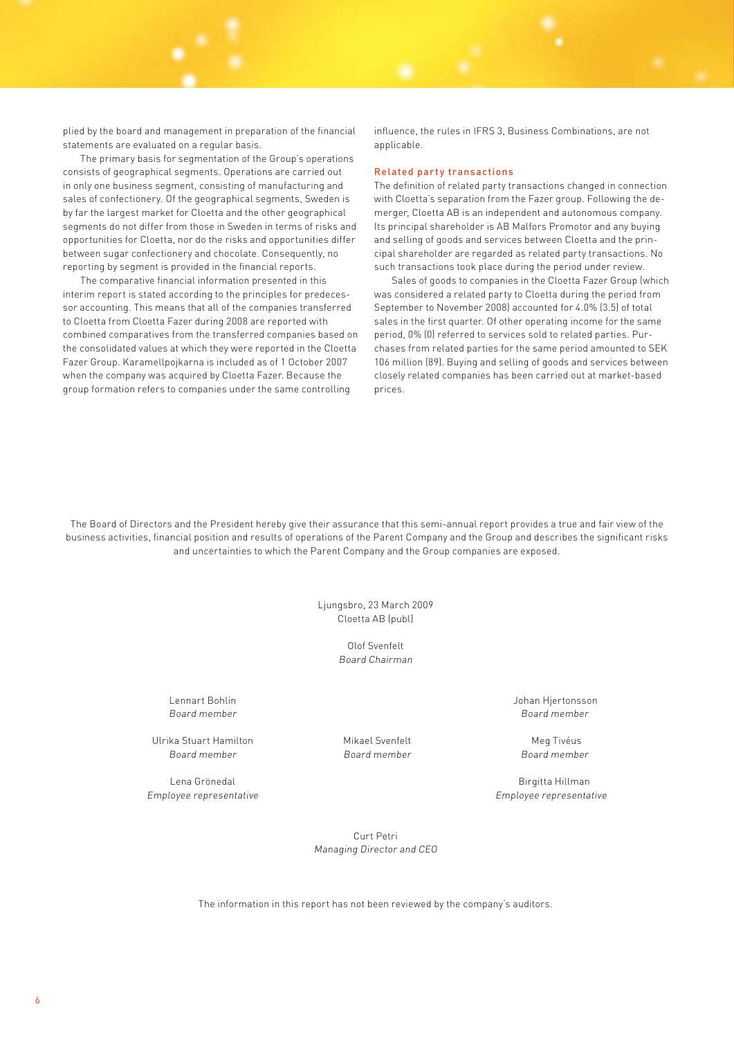plied by the board and management in preparation of the financial statements are evaluated on a regular basis.

The primary basis for segmentation of the Group's operations consists of geographical segments. Operations are carried out in only one business segment, consisting of manufacturing and sales of confectionery. Of the geographical segments, Sweden is by far the largest market for Cloetta and the other geographical segments do not differ from those in Sweden in terms of risks and opportunities for Cloetta, nor do the risks and opportunities differ between sugar confectionery and chocolate. Consequently, no reporting by segment is provided in the financial reports.

The comparative financial information presented in this interim report is stated according to the principles for predecessor accounting. This means that all of the companies transferred to Cloetta from Cloetta Fazer during 2008 are reported with combined comparatives from the transferred companies based on the consolidated values at which they were reported in the Cloetta Fazer Group. Karamellpojkarna is included as of 1 October 2007 when the company was acquired by Cloetta Fazer. Because the group formation refers to companies under the same controlling influence, the rules in IFRS 3, Business Combinations, are not applicable.

## Related party transactions

The definition of related party transactions changed in connection with Cloetta's separation from the Fazer group. Following the demerger, Cloetta AB is an independent and autonomous company. Its principal shareholder is AB Malfors Promotor and any buying and selling of goods and services between Cloetta and the principal shareholder are regarded as related party transactions. No such transactions took place during the period under review.

Sales of goods to companies in the Cloetta Fazer Group (which was considered a related party to Cloetta during the period from September to November 2008) accounted for 4.0% (3.5) of total sales in the first quarter. Of other operating income for the same period, 0% (0) referred to services sold to related parties. Purchases from related parties for the same period amounted to SEK 106 million (89). Buying and selling of goods and services between closely related companies has been carried out at market-based prices.

The Board of Directors and the President hereby give their assurance that this semi-annual report provides a true and fair view of the business activities, financial position and results of operations of the Parent Company and the Group and describes the significant risks and uncertainties to which the Parent Company and the Group companies are exposed.

Ljungsbro, 23 March 2009
Cloetta AB (publ)

Olof Svenfelt
*Board Chairman*

Lennart Bohlin
*Board member*

Johan Hjertonsson
*Board member*

Ulrika Stuart Hamilton
*Board member*

Mikael Svenfelt
*Board member*

Meg Tivéus
*Board member*

Lena Grönedal
*Employee representative*

Birgitta Hillman
*Employee representative*

Curt Petri
*Managing Director and CEO*

The information in this report has not been reviewed by the company's auditors.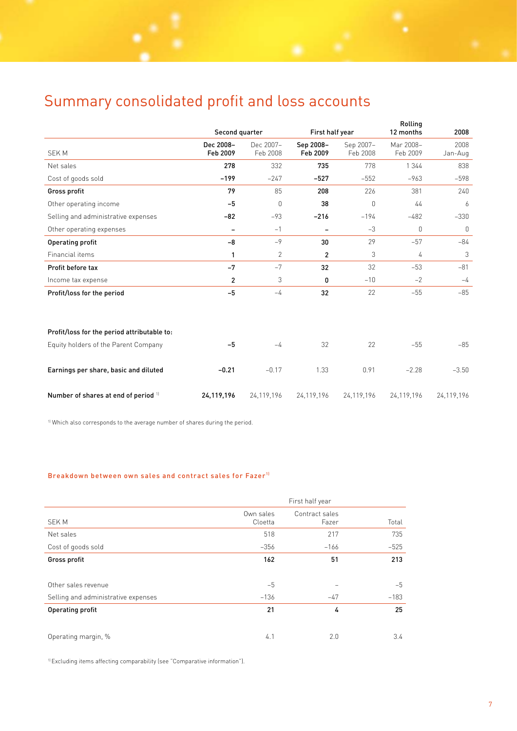# Summary consolidated profit and loss accounts

| SEK M | Second quarter | | First half year | | Rolling 12 months | 2008 |
|---|---|---|---|---|---|---|
| | **Dec 2008–Feb 2009** | Dec 2007–Feb 2008 | **Sep 2008–Feb 2009** | Sep 2007–Feb 2008 | Mar 2008–Feb 2009 | 2008 Jan-Aug |
| Net sales | **278** | 332 | **735** | 778 | 1 344 | 838 |
| Cost of goods sold | **–199** | –247 | **–527** | –552 | –963 | –598 |
| **Gross profit** | **79** | 85 | **208** | 226 | 381 | 240 |
| Other operating income | **–5** | 0 | **38** | 0 | 44 | 6 |
| Selling and administrative expenses | **–82** | –93 | **–216** | –194 | –482 | –330 |
| Other operating expenses | **–** | –1 | **–** | –3 | 0 | 0 |
| **Operating profit** | **–8** | –9 | **30** | 29 | –57 | –84 |
| Financial items | **1** | 2 | **2** | 3 | 4 | 3 |
| **Profit before tax** | **–7** | –7 | **32** | 32 | –53 | –81 |
| Income tax expense | **2** | 3 | **0** | –10 | –2 | –4 |
| **Profit/loss for the period** | **–5** | –4 | **32** | 22 | –55 | –85 |
| | | | | | | |
| **Profit/loss for the period attributable to:** | | | | | | |
| Equity holders of the Parent Company | **–5** | –4 | 32 | 22 | –55 | –85 |
| **Earnings per share, basic and diluted** | **–0.21** | –0.17 | 1.33 | 0.91 | –2.28 | –3.50 |
| **Number of shares at end of period** [1] | **24,119,196** | 24,119,196 | 24,119,196 | 24,119,196 | 24,119,196 | 24,119,196 |

[1] Which also corresponds to the average number of shares during the period.

### Breakdown between own sales and contract sales for Fazer[1]

| SEK M | First half year | | |
|---|---|---|---|
| | Own sales Cloetta | Contract sales Fazer | Total |
| Net sales | 518 | 217 | 735 |
| Cost of goods sold | –356 | –166 | –525 |
| **Gross profit** | **162** | **51** | **213** |
| | | | |
| Other sales revenue | –5 | – | –5 |
| Selling and administrative expenses | –136 | –47 | –183 |
| **Operating profit** | **21** | **4** | **25** |
| | | | |
| Operating margin, % | 4.1 | 2.0 | 3.4 |

[1] Excluding items affecting comparability (see "Comparative information").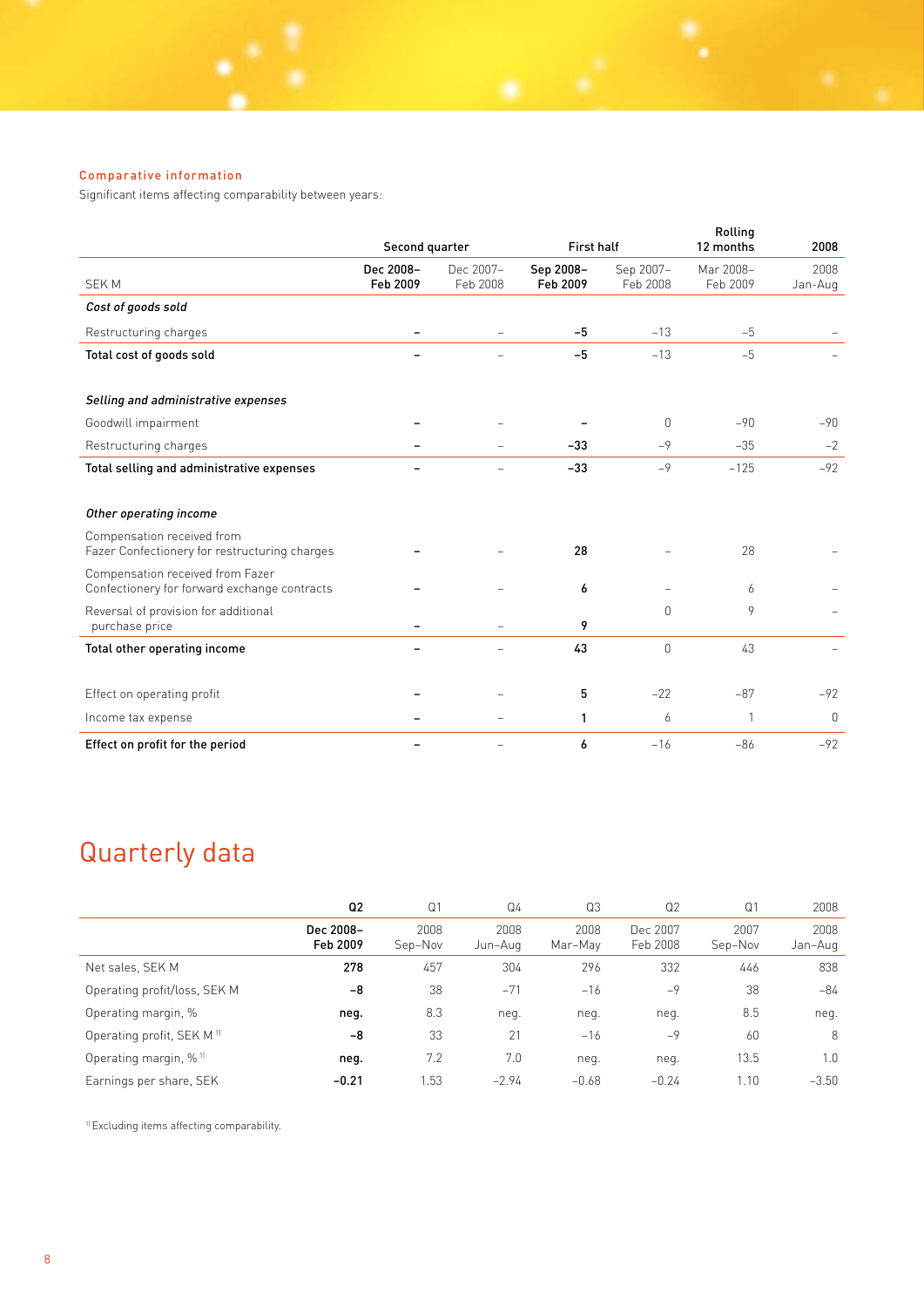**Comparative information**

Significant items affecting comparability between years:

| | Second quarter | | First half | | Rolling 12 months | 2008 |
|---|---|---|---|---|---|---|
| SEK M | **Dec 2008– Feb 2009** | Dec 2007– Feb 2008 | **Sep 2008– Feb 2009** | Sep 2007– Feb 2008 | Mar 2008– Feb 2009 | 2008 Jan-Aug |
| *Cost of goods sold* | | | | | | |
| Restructuring charges | **–** | – | **–5** | –13 | –5 | – |
| **Total cost of goods sold** | **–** | – | **–5** | –13 | –5 | – |
| *Selling and administrative expenses* | | | | | | |
| Goodwill impairment | **–** | – | **–** | 0 | –90 | –90 |
| Restructuring charges | **–** | – | **–33** | –9 | –35 | –2 |
| **Total selling and administrative expenses** | **–** | – | **–33** | –9 | –125 | –92 |
| *Other operating income* | | | | | | |
| Compensation received from Fazer Confectionery for restructuring charges | **–** | – | **28** | – | 28 | – |
| Compensation received from Fazer Confectionery for forward exchange contracts | **–** | – | **6** | – | 6 | – |
| Reversal of provision for additional purchase price | **–** | – | **9** | 0 | 9 | – |
| **Total other operating income** | **–** | – | **43** | 0 | 43 | – |
| Effect on operating profit | **–** | – | **5** | –22 | –87 | –92 |
| Income tax expense | **–** | – | **1** | 6 | 1 | 0 |
| **Effect on profit for the period** | **–** | – | **6** | –16 | –86 | –92 |

# Quarterly data

| | **Q2** | Q1 | Q4 | Q3 | Q2 | Q1 | 2008 |
|---|---|---|---|---|---|---|---|
| | **Dec 2008– Feb 2009** | 2008 Sep–Nov | 2008 Jun–Aug | 2008 Mar–May | Dec 2007 Feb 2008 | 2007 Sep–Nov | 2008 Jan–Aug |
| Net sales, SEK M | **278** | 457 | 304 | 296 | 332 | 446 | 838 |
| Operating profit/loss, SEK M | **–8** | 38 | –71 | –16 | –9 | 38 | –84 |
| Operating margin, % | **neg.** | 8.3 | neg. | neg. | neg. | 8.5 | neg. |
| Operating profit, SEK M [1] | **–8** | 33 | 21 | –16 | –9 | 60 | 8 |
| Operating margin, % [1] | **neg.** | 7.2 | 7.0 | neg. | neg. | 13.5 | 1.0 |
| Earnings per share, SEK | **–0.21** | 1.53 | –2.94 | –0.68 | –0.24 | 1.10 | –3.50 |

[1] Excluding items affecting comparability.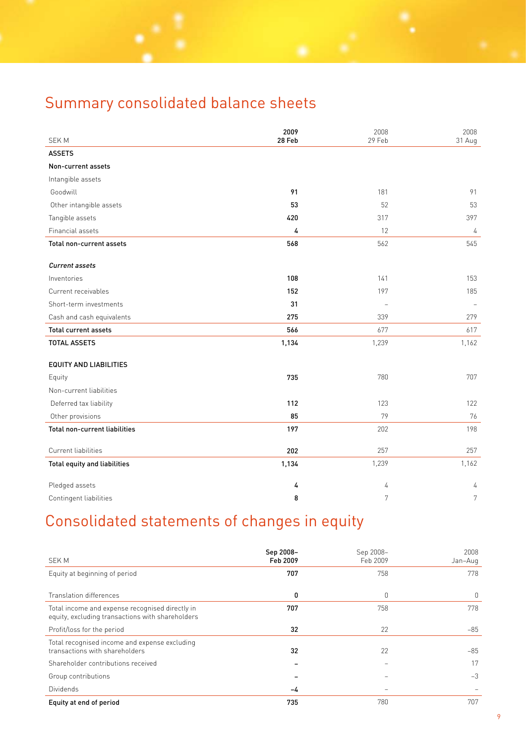## Summary consolidated balance sheets

| SEK M | 2009<br>28 Feb | 2008<br>29 Feb | 2008<br>31 Aug |
|---|---|---|---|
| **ASSETS** | | | |
| **Non-current assets** | | | |
| Intangible assets | | | |
| Goodwill | **91** | 181 | 91 |
| Other intangible assets | **53** | 52 | 53 |
| Tangible assets | **420** | 317 | 397 |
| Financial assets | **4** | 12 | 4 |
| **Total non-current assets** | **568** | 562 | 545 |
| ***Current assets*** | | | |
| Inventories | **108** | 141 | 153 |
| Current receivables | **152** | 197 | 185 |
| Short-term investments | **31** | – | – |
| Cash and cash equivalents | **275** | 339 | 279 |
| **Total current assets** | **566** | 677 | 617 |
| **TOTAL ASSETS** | **1,134** | 1,239 | 1,162 |
| **EQUITY AND LIABILITIES** | | | |
| Equity | **735** | 780 | 707 |
| Non-current liabilities | | | |
| Deferred tax liability | **112** | 123 | 122 |
| Other provisions | **85** | 79 | 76 |
| **Total non-current liabilities** | **197** | 202 | 198 |
| Current liabilities | **202** | 257 | 257 |
| **Total equity and liabilities** | **1,134** | 1,239 | 1,162 |
| Pledged assets | **4** | 4 | 4 |
| Contingent liabilities | **8** | 7 | 7 |

## Consolidated statements of changes in equity

| SEK M | Sep 2008–<br>Feb 2009 | Sep 2008–<br>Feb 2009 | 2008<br>Jan–Aug |
|---|---|---|---|
| Equity at beginning of period | **707** | 758 | 778 |
| Translation differences | **0** | 0 | 0 |
| Total income and expense recognised directly in equity, excluding transactions with shareholders | **707** | 758 | 778 |
| Profit/loss for the period | **32** | 22 | –85 |
| Total recognised income and expense excluding transactions with shareholders | **32** | 22 | –85 |
| Shareholder contributions received | **–** | – | 17 |
| Group contributions | **–** | – | –3 |
| Dividends | **–4** | – | – |
| **Equity at end of period** | **735** | 780 | 707 |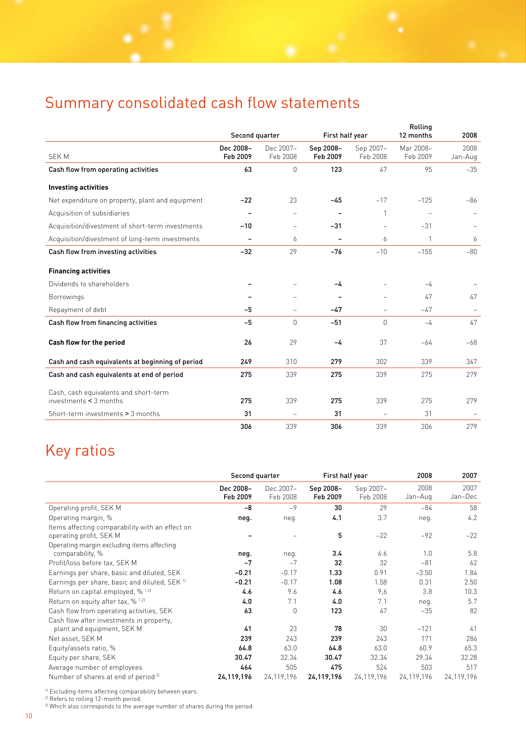# Summary consolidated cash flow statements

| | Second quarter | | First half year | | Rolling 12 months | 2008 |
|---|---|---|---|---|---|---|
| SEK M | **Dec 2008– Feb 2009** | Dec 2007– Feb 2008 | **Sep 2008– Feb 2009** | Sep 2007– Feb 2008 | Mar 2008– Feb 2009 | 2008 Jan-Aug |
| **Cash flow from operating activities** | **63** | 0 | **123** | 47 | 95 | –35 |
| **Investing activities** | | | | | | |
| Net expenditure on property, plant and equipment | **–22** | 23 | **–45** | –17 | –125 | –86 |
| Acquisition of subsidiaries | **–** | – | **–** | 1 | – | – |
| Acquisition/divestment of short-term investments | **–10** | – | **–31** | – | –31 | – |
| Acquisition/divestment of long-term investments | **–** | 6 | **–** | 6 | 1 | 6 |
| **Cash flow from investing activities** | **–32** | 29 | **–76** | –10 | –155 | –80 |
| **Financing activities** | | | | | | |
| Dividends to shareholders | **–** | – | **–4** | – | –4 | – |
| Borrowings | **–** | – | **–** | – | 47 | 47 |
| Repayment of debt | **–5** | – | **–47** | – | –47 | – |
| **Cash flow from financing activities** | **–5** | 0 | **–51** | 0 | –4 | 47 |
| **Cash flow for the period** | **26** | 29 | **–4** | 37 | –64 | –68 |
| **Cash and cash equivalents at beginning of period** | **249** | 310 | **279** | 302 | 339 | 347 |
| **Cash and cash equivalents at end of period** | **275** | 339 | **275** | 339 | 275 | 279 |
| Cash, cash equivalents and short-term investments < 3 months | **275** | 339 | **275** | 339 | 275 | 279 |
| Short-term investments > 3 months | **31** | – | **31** | – | 31 | – |
| | **306** | 339 | **306** | 339 | 306 | 279 |

# Key ratios

| | Second quarter | | First half year | | 2008 | 2007 |
|---|---|---|---|---|---|---|
| | **Dec 2008– Feb 2009** | Dec 2007– Feb 2008 | **Sep 2008– Feb 2009** | Sep 2007– Feb 2008 | 2008 Jan–Aug | 2007 Jan–Dec |
| Operating profit, SEK M | **–8** | –9 | **30** | 29 | –84 | 58 |
| Operating margin, % | **neg.** | neg. | **4.1** | 3.7 | neg. | 4.2 |
| Items affecting comparability with an effect on operating profit, SEK M | **–** | – | **5** | –22 | –92 | –22 |
| Operating margin excluding items affecting comparability, % | **neg.** | neg. | **3.4** | 6.6 | 1.0 | 5.8 |
| Profit/loss before tax, SEK M | **–7** | –7 | **32** | 32 | –81 | 62 |
| Earnings per share, basic and diluted, SEK | **–0.21** | –0.17 | **1.33** | 0.91 | –3.50 | 1.84 |
| Earnings per share, basic and diluted, SEK [1] | **–0.21** | –0.17 | **1.08** | 1.58 | 0.31 | 2.50 |
| Return on capital employed, % [1,2] | **4.6** | 9.6 | **4.6** | 9,6 | 3.8 | 10.3 |
| Return on equity after tax, % [1,2] | **4.0** | 7.1 | **4.0** | 7.1 | neg. | 5.7 |
| Cash flow from operating activities, SEK | **63** | 0 | **123** | 47 | –35 | 82 |
| Cash flow after investments in property, plant and equipment, SEK M | **41** | 23 | **78** | 30 | –121 | 41 |
| Net asset, SEK M | **239** | 243 | **239** | 243 | 171 | 286 |
| Equity/assets ratio, % | **64.8** | 63.0 | **64.8** | 63.0 | 60.9 | 65.3 |
| Equity per share, SEK | **30.47** | 32.34 | **30.47** | 32.34 | 29.34 | 32.28 |
| Average number of employees | **464** | 505 | **475** | 524 | 503 | 517 |
| Number of shares at end of period [3] | **24,119,196** | 24,119,196 | **24,119,196** | 24,119,196 | 24,119,196 | 24,119,196 |

[1] Excluding items affecting comparability between years.
[2] Refers to rolling 12-month period.
[3] Which also corresponds to the average number of shares during the period.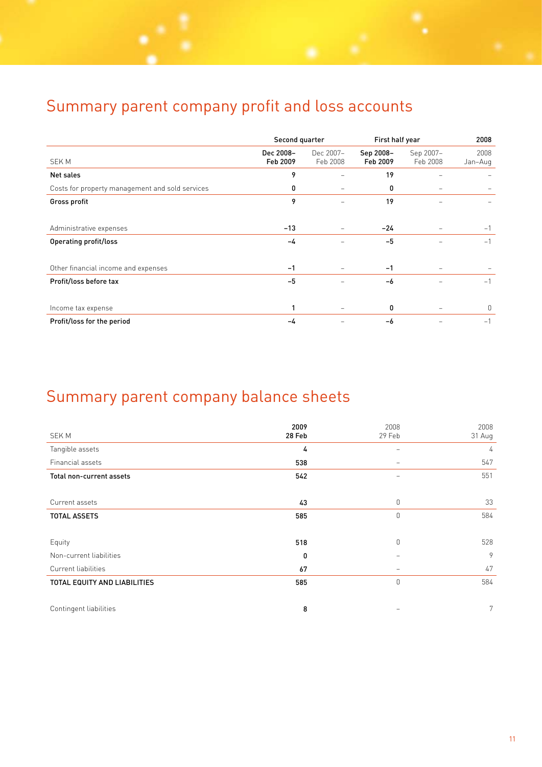# Summary parent company profit and loss accounts

| SEK M | Second quarter | | First half year | | 2008 |
|---|---|---|---|---|---|
| | **Dec 2008–Feb 2009** | Dec 2007–Feb 2008 | **Sep 2008–Feb 2009** | Sep 2007–Feb 2008 | 2008 Jan–Aug |
| **Net sales** | **9** | – | **19** | – | – |
| Costs for property management and sold services | **0** | – | **0** | – | – |
| **Gross profit** | **9** | – | **19** | – | – |
| Administrative expenses | **–13** | – | **–24** | – | –1 |
| **Operating profit/loss** | **–4** | – | **–5** | – | –1 |
| Other financial income and expenses | **–1** | – | **–1** | – | – |
| **Profit/loss before tax** | **–5** | – | **–6** | – | –1 |
| Income tax expense | **1** | – | **0** | – | 0 |
| **Profit/loss for the period** | **–4** | – | **–6** | – | –1 |

# Summary parent company balance sheets

| SEK M | **2009 28 Feb** | 2008 29 Feb | 2008 31 Aug |
|---|---|---|---|
| Tangible assets | **4** | – | 4 |
| Financial assets | **538** | – | 547 |
| **Total non-current assets** | **542** | – | 551 |
| Current assets | **43** | 0 | 33 |
| **TOTAL ASSETS** | **585** | 0 | 584 |
| Equity | **518** | 0 | 528 |
| Non-current liabilities | **0** | – | 9 |
| Current liabilities | **67** | – | 47 |
| **TOTAL EQUITY AND LIABILITIES** | **585** | 0 | 584 |
| Contingent liabilities | **8** | – | 7 |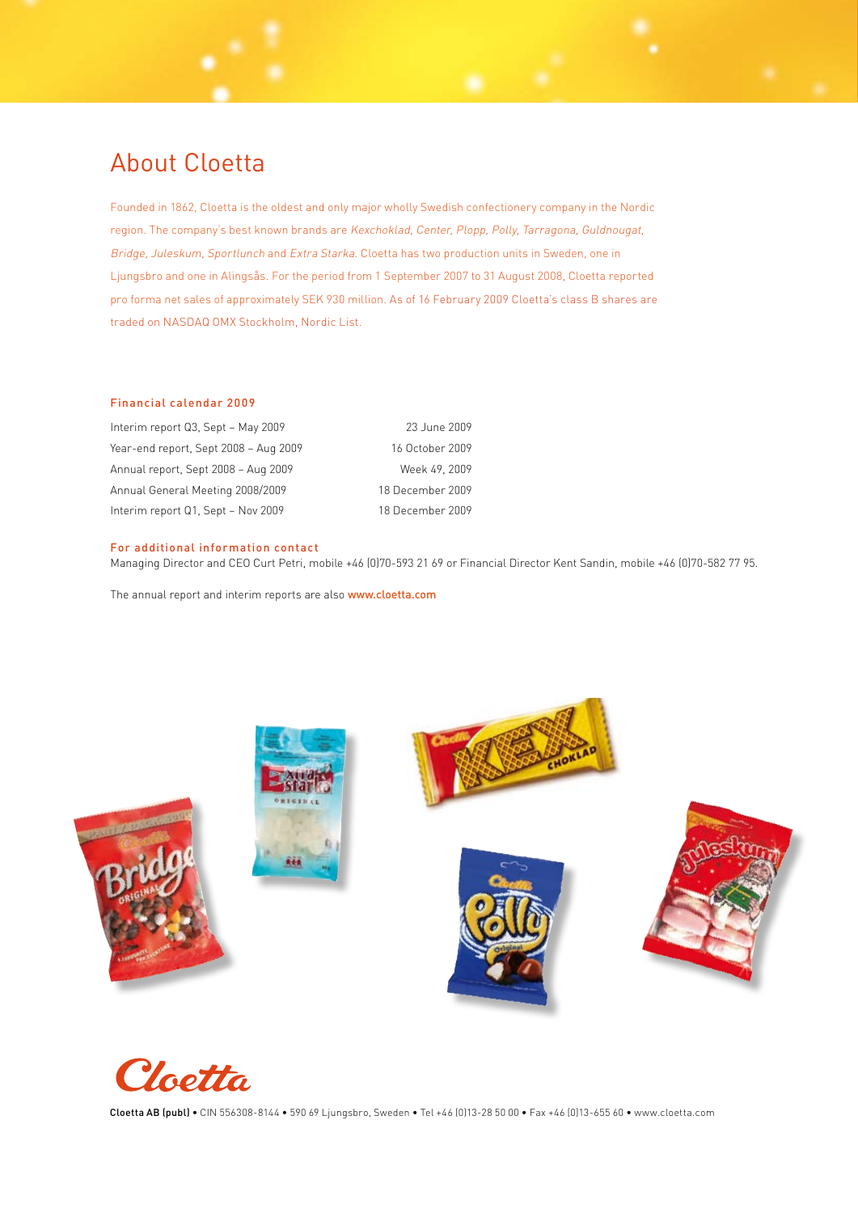# About Cloetta

Founded in 1862, Cloetta is the oldest and only major wholly Swedish confectionery company in the Nordic region. The company's best known brands are *Kexchoklad*, *Center*, *Plopp*, *Polly*, *Tarragona*, *Guldnougat*, *Bridge*, *Juleskum*, *Sportlunch* and *Extra Starka*. Cloetta has two production units in Sweden, one in Ljungsbro and one in Alingsås. For the period from 1 September 2007 to 31 August 2008, Cloetta reported pro forma net sales of approximately SEK 930 million. As of 16 February 2009 Cloetta's class B shares are traded on NASDAQ OMX Stockholm, Nordic List.

### Financial calendar 2009

| | |
|---|---|
| Interim report Q3, Sept – May 2009 | 23 June 2009 |
| Year-end report, Sept 2008 – Aug 2009 | 16 October 2009 |
| Annual report, Sept 2008 – Aug 2009 | Week 49, 2009 |
| Annual General Meeting 2008/2009 | 18 December 2009 |
| Interim report Q1, Sept – Nov 2009 | 18 December 2009 |

### For additional information contact

Managing Director and CEO Curt Petri, mobile +46 (0)70-593 21 69 or Financial Director Kent Sandin, mobile +46 (0)70-582 77 95.

The annual report and interim reports are also www.cloetta.com

**Cloetta AB (publ)** • CIN 556308-8144 • 590 69 Ljungsbro, Sweden • Tel +46 (0)13-28 50 00 • Fax +46 (0)13-655 60 • www.cloetta.com